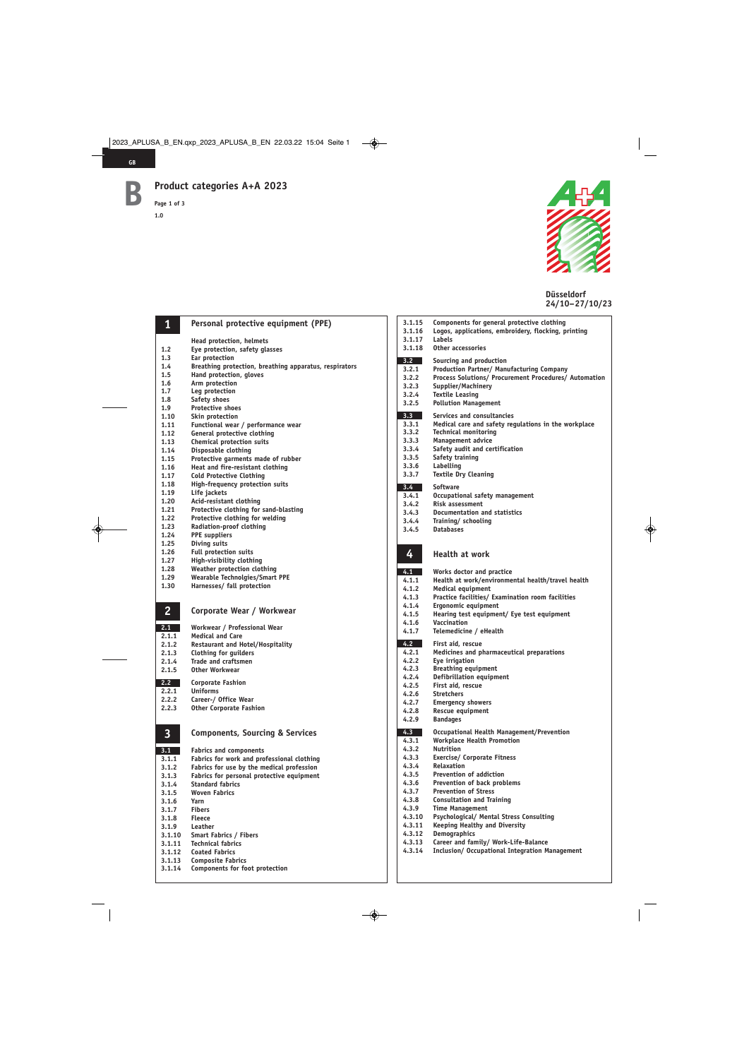# Product categories A+A 2023

1.0

Düsseldorf
24/10–27/10/23

## 1 Personal protective equipment (PPE)

- Head protection, helmets
- 1.2 Eye protection, safety glasses
- 1.3 Ear protection
- 1.4 Breathing protection, breathing apparatus, respirators
- 1.5 Hand protection, gloves
- 1.6 Arm protection
- 1.7 Leg protection
- 1.8 Safety shoes
- 1.9 Protective shoes
- 1.10 Skin protection
- 1.11 Functional wear / performance wear
- 1.12 General protective clothing
- 1.13 Chemical protection suits
- 1.14 Disposable clothing
- 1.15 Protective garments made of rubber
- 1.16 Heat and fire-resistant clothing
- 1.17 Cold Protective Clothing
- 1.18 High-frequency protection suits
- 1.19 Life jackets
- 1.20 Acid-resistant clothing
- 1.21 Protective clothing for sand-blasting
- 1.22 Protective clothing for welding
- 1.23 Radiation-proof clothing
- 1.24 PPE suppliers
- 1.25 Diving suits
- 1.26 Full protection suits
- 1.27 High-visibility clothing
- 1.28 Weather protection clothing
- 1.29 Wearable Technolgies/Smart PPE
- 1.30 Harnesses/ fall protection

## 2 Corporate Wear / Workwear

### 2.1 Workwear / Professional Wear

- 2.1.1 Medical and Care
- 2.1.2 Restaurant and Hotel/Hospitality
- 2.1.3 Clothing for guilders
- 2.1.4 Trade and craftsmen
- 2.1.5 Other Workwear

### 2.2 Corporate Fashion

- 2.2.1 Uniforms
- 2.2.2 Career-/ Office Wear
- 2.2.3 Other Corporate Fashion

## 3 Components, Sourcing & Services

### 3.1 Fabrics and components

- 3.1.1 Fabrics for work and professional clothing
- 3.1.2 Fabrics for use by the medical profession
- 3.1.3 Fabrics for personal protective equipment
- 3.1.4 Standard fabrics
- 3.1.5 Woven Fabrics
- 3.1.6 Yarn
- 3.1.7 Fibers
- 3.1.8 Fleece
- 3.1.9 Leather
- 3.1.10 Smart Fabrics / Fibers
- 3.1.11 Technical fabrics
- 3.1.12 Coated Fabrics
- 3.1.13 Composite Fabrics
- 3.1.14 Components for foot protection
- 3.1.15 Components for general protective clothing
- 3.1.16 Logos, applications, embroidery, flocking, printing
- 3.1.17 Labels
- 3.1.18 Other accessories

### 3.2 Sourcing and production

- 3.2.1 Production Partner/ Manufacturing Company
- 3.2.2 Process Solutions/ Procurement Procedures/ Automation
- 3.2.3 Supplier/Machinery
- 3.2.4 Textile Leasing
- 3.2.5 Pollution Management

### 3.3 Services and consultancies

- 3.3.1 Medical care and safety regulations in the workplace
- 3.3.2 Technical monitoring
- 3.3.3 Management advice
- 3.3.4 Safety audit and certification
- 3.3.5 Safety training
- 3.3.6 Labelling
- 3.3.7 Textile Dry Cleaning

### 3.4 Software

- 3.4.1 Occupational safety management
- 3.4.2 Risk assessment
- 3.4.3 Documentation and statistics
- 3.4.4 Training/ schooling
- 3.4.5 Databases

## 4 Health at work

### 4.1 Works doctor and practice

- 4.1.1 Health at work/environmental health/travel health
- 4.1.2 Medical equipment
- 4.1.3 Practice facilities/ Examination room facilities
- 4.1.4 Ergonomic equipment
- 4.1.5 Hearing test equipment/ Eye test equipment
- 4.1.6 Vaccination
- 4.1.7 Telemedicine / eHealth

### 4.2 First aid, rescue

- 4.2.1 Medicines and pharmaceutical preparations
- 4.2.2 Eye irrigation
- 4.2.3 Breathing equipment
- 4.2.4 Defibrillation equipment
- 4.2.5 First aid, rescue
- 4.2.6 Stretchers
- 4.2.7 Emergency showers
- 4.2.8 Rescue equipment
- 4.2.9 Bandages

### 4.3 Occupational Health Management/Prevention

- 4.3.1 Workplace Health Promotion
- 4.3.2 Nutrition
- 4.3.3 Exercise/ Corporate Fitness
- 4.3.4 Relaxation
- 4.3.5 Prevention of addiction
- 4.3.6 Prevention of back problems
- 4.3.7 Prevention of Stress
- 4.3.8 Consultation and Training
- 4.3.9 Time Management
- 4.3.10 Psychological/ Mental Stress Consulting
- 4.3.11 Keeping Healthy and Diversity
- 4.3.12 Demographics
- 4.3.13 Career and family/ Work-Life-Balance
- 4.3.14 Inclusion/ Occupational Integration Management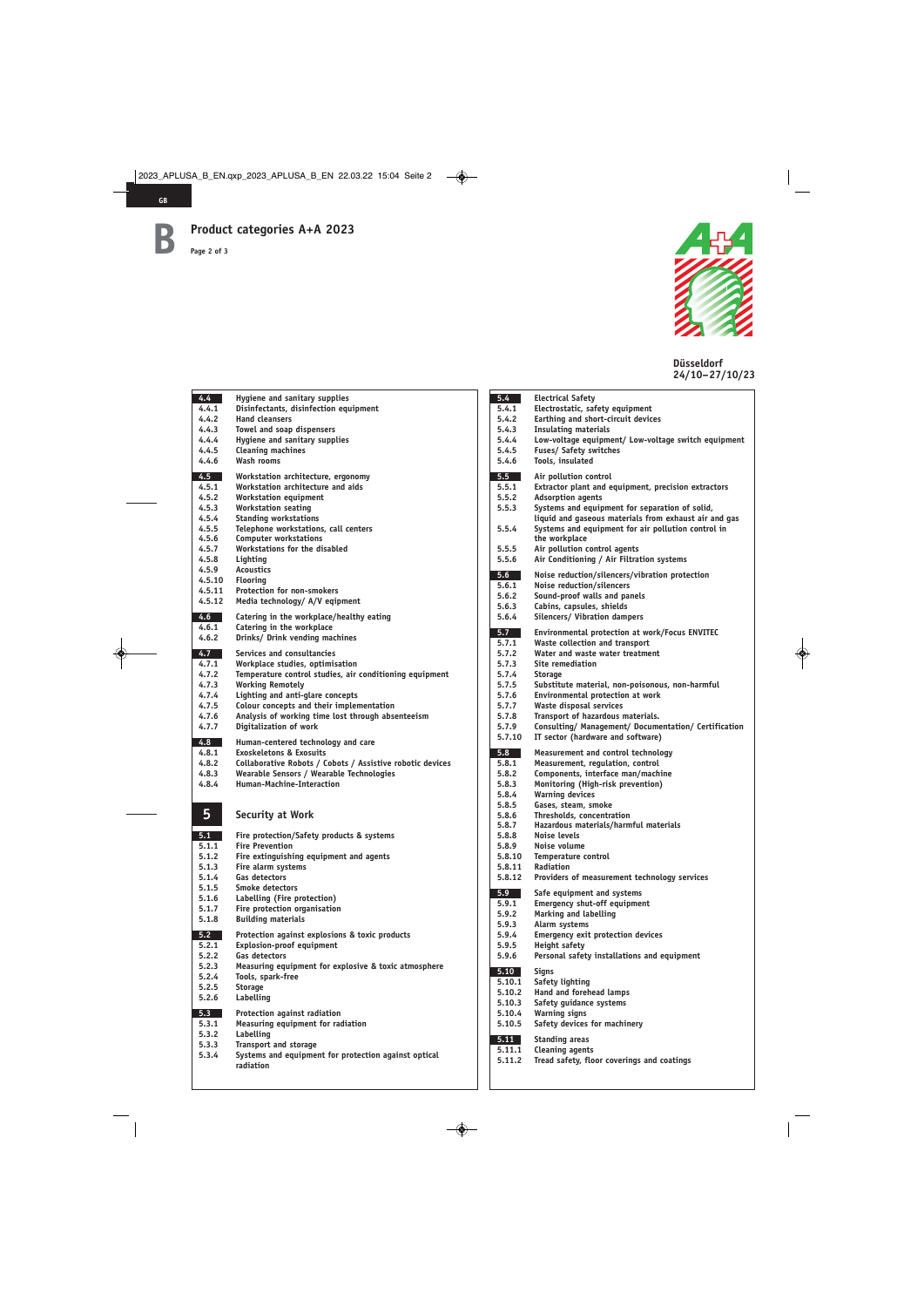# B Product categories A+A 2023

Düsseldorf
24/10–27/10/23

**4.4** Hygiene and sanitary supplies
- 4.4.1 Disinfectants, disinfection equipment
- 4.4.2 Hand cleansers
- 4.4.3 Towel and soap dispensers
- 4.4.4 Hygiene and sanitary supplies
- 4.4.5 Cleaning machines
- 4.4.6 Wash rooms

**4.5** Workstation architecture, ergonomy
- 4.5.1 Workstation architecture and aids
- 4.5.2 Workstation equipment
- 4.5.3 Workstation seating
- 4.5.4 Standing workstations
- 4.5.5 Telephone workstations, call centers
- 4.5.6 Computer workstations
- 4.5.7 Workstations for the disabled
- 4.5.8 Lighting
- 4.5.9 Acoustics
- 4.5.10 Flooring
- 4.5.11 Protection for non-smokers
- 4.5.12 Media technology/ A/V eqipment

**4.6** Catering in the workplace/healthy eating
- 4.6.1 Catering in the workplace
- 4.6.2 Drinks/ Drink vending machines

**4.7** Services and consultancies
- 4.7.1 Workplace studies, optimisation
- 4.7.2 Temperature control studies, air conditioning equipment
- 4.7.3 Working Remotely
- 4.7.4 Lighting and anti-glare concepts
- 4.7.5 Colour concepts and their implementation
- 4.7.6 Analysis of working time lost through absenteeism
- 4.7.7 Digitalization of work

**4.8** Human-centered technology and care
- 4.8.1 Exoskeletons & Exosuits
- 4.8.2 Collaborative Robots / Cobots / Assistive robotic devices
- 4.8.3 Wearable Sensors / Wearable Technologies
- 4.8.4 Human-Machine-Interaction

## 5 Security at Work

**5.1** Fire protection/Safety products & systems
- 5.1.1 Fire Prevention
- 5.1.2 Fire extinguishing equipment and agents
- 5.1.3 Fire alarm systems
- 5.1.4 Gas detectors
- 5.1.5 Smoke detectors
- 5.1.6 Labelling (Fire protection)
- 5.1.7 Fire protection organisation
- 5.1.8 Building materials

**5.2** Protection against explosions & toxic products
- 5.2.1 Explosion-proof equipment
- 5.2.2 Gas detectors
- 5.2.3 Measuring equipment for explosive & toxic atmosphere
- 5.2.4 Tools, spark-free
- 5.2.5 Storage
- 5.2.6 Labelling

**5.3** Protection against radiation
- 5.3.1 Measuring equipment for radiation
- 5.3.2 Labelling
- 5.3.3 Transport and storage
- 5.3.4 Systems and equipment for protection against optical radiation

**5.4** Electrical Safety
- 5.4.1 Electrostatic, safety equipment
- 5.4.2 Earthing and short-circuit devices
- 5.4.3 Insulating materials
- 5.4.4 Low-voltage equipment/ Low-voltage switch equipment
- 5.4.5 Fuses/ Safety switches
- 5.4.6 Tools, insulated

**5.5** Air pollution control
- 5.5.1 Extractor plant and equipment, precision extractors
- 5.5.2 Adsorption agents
- 5.5.3 Systems and equipment for separation of solid, liquid and gaseous materials from exhaust air and gas
- 5.5.4 Systems and equipment for air pollution control in the workplace
- 5.5.5 Air pollution control agents
- 5.5.6 Air Conditioning / Air Filtration systems

**5.6** Noise reduction/silencers/vibration protection
- 5.6.1 Noise reduction/silencers
- 5.6.2 Sound-proof walls and panels
- 5.6.3 Cabins, capsules, shields
- 5.6.4 Silencers/ Vibration dampers

**5.7** Environmental protection at work/Focus ENVITEC
- 5.7.1 Waste collection and transport
- 5.7.2 Water and waste water treatment
- 5.7.3 Site remediation
- 5.7.4 Storage
- 5.7.5 Substitute material, non-poisonous, non-harmful
- 5.7.6 Environmental protection at work
- 5.7.7 Waste disposal services
- 5.7.8 Transport of hazardous materials.
- 5.7.9 Consulting/ Management/ Documentation/ Certification
- 5.7.10 IT sector (hardware and software)

**5.8** Measurement and control technology
- 5.8.1 Measurement, regulation, control
- 5.8.2 Components, interface man/machine
- 5.8.3 Monitoring (High-risk prevention)
- 5.8.4 Warning devices
- 5.8.5 Gases, steam, smoke
- 5.8.6 Thresholds, concentration
- 5.8.7 Hazardous materials/harmful materials
- 5.8.8 Noise levels
- 5.8.9 Noise volume
- 5.8.10 Temperature control
- 5.8.11 Radiation
- 5.8.12 Providers of measurement technology services

**5.9** Safe equipment and systems
- 5.9.1 Emergency shut-off equipment
- 5.9.2 Marking and labelling
- 5.9.3 Alarm systems
- 5.9.4 Emergency exit protection devices
- 5.9.5 Height safety
- 5.9.6 Personal safety installations and equipment

**5.10** Signs
- 5.10.1 Safety lighting
- 5.10.2 Hand and forehead lamps
- 5.10.3 Safety guidance systems
- 5.10.4 Warning signs
- 5.10.5 Safety devices for machinery

**5.11** Standing areas
- 5.11.1 Cleaning agents
- 5.11.2 Tread safety, floor coverings and coatings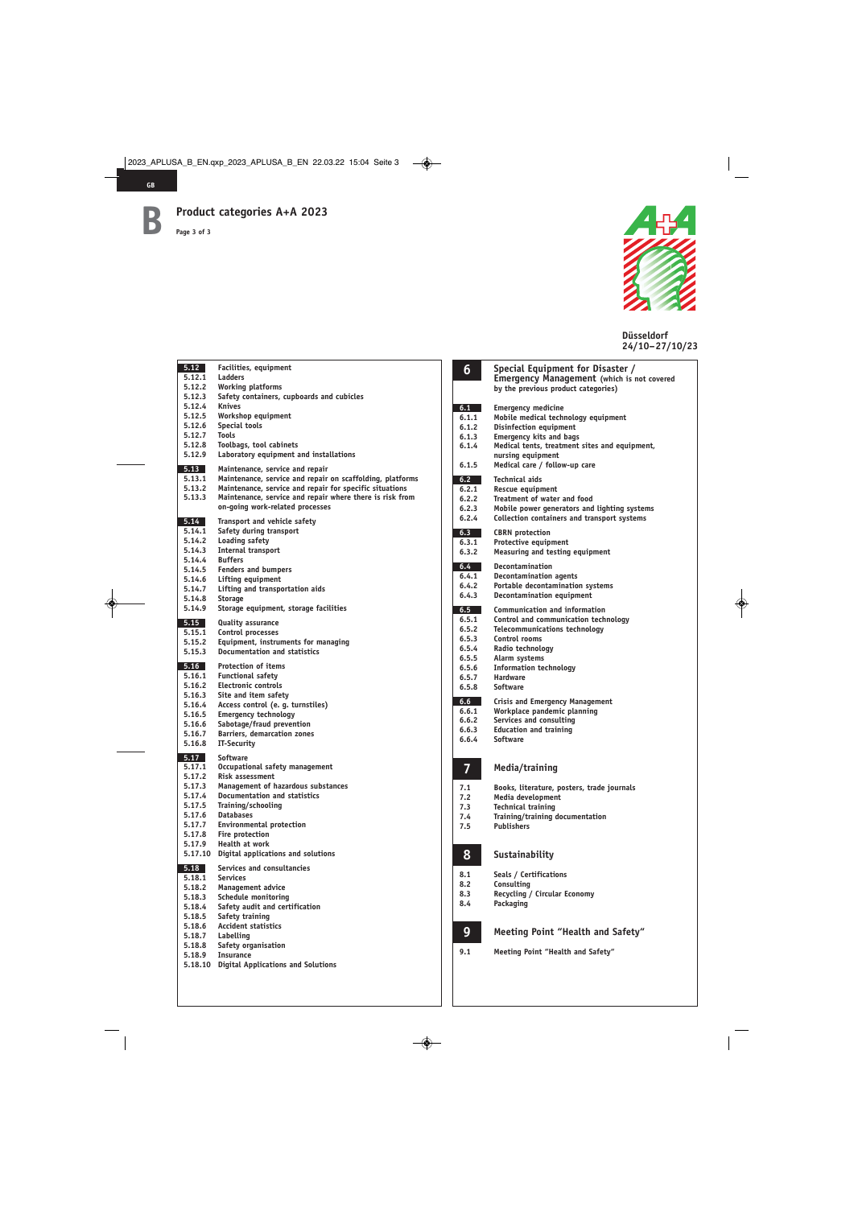# Product categories A+A 2023

Düsseldorf
24/10–27/10/23

**5.12** Facilities, equipment
5.12.1 Ladders
5.12.2 Working platforms
5.12.3 Safety containers, cupboards and cubicles
5.12.4 Knives
5.12.5 Workshop equipment
5.12.6 Special tools
5.12.7 Tools
5.12.8 Toolbags, tool cabinets
5.12.9 Laboratory equipment and installations

**5.13** Maintenance, service and repair
5.13.1 Maintenance, service and repair on scaffolding, platforms
5.13.2 Maintenance, service and repair for specific situations
5.13.3 Maintenance, service and repair where there is risk from on-going work-related processes

**5.14** Transport and vehicle safety
5.14.1 Safety during transport
5.14.2 Loading safety
5.14.3 Internal transport
5.14.4 Buffers
5.14.5 Fenders and bumpers
5.14.6 Lifting equipment
5.14.7 Lifting and transportation aids
5.14.8 Storage
5.14.9 Storage equipment, storage facilities

**5.15** Quality assurance
5.15.1 Control processes
5.15.2 Equipment, instruments for managing
5.15.3 Documentation and statistics

**5.16** Protection of items
5.16.1 Functional safety
5.16.2 Electronic controls
5.16.3 Site and item safety
5.16.4 Access control (e. g. turnstiles)
5.16.5 Emergency technology
5.16.6 Sabotage/fraud prevention
5.16.7 Barriers, demarcation zones
5.16.8 IT-Security

**5.17** Software
5.17.1 Occupational safety management
5.17.2 Risk assessment
5.17.3 Management of hazardous substances
5.17.4 Documentation and statistics
5.17.5 Training/schooling
5.17.6 Databases
5.17.7 Environmental protection
5.17.8 Fire protection
5.17.9 Health at work
5.17.10 Digital applications and solutions

**5.18** Services and consultancies
5.18.1 Services
5.18.2 Management advice
5.18.3 Schedule monitoring
5.18.4 Safety audit and certification
5.18.5 Safety training
5.18.6 Accident statistics
5.18.7 Labelling
5.18.8 Safety organisation
5.18.9 Insurance
5.18.10 Digital Applications and Solutions

## 6 Special Equipment for Disaster / Emergency Management (which is not covered by the previous product categories)

**6.1** Emergency medicine
6.1.1 Mobile medical technology equipment
6.1.2 Disinfection equipment
6.1.3 Emergency kits and bags
6.1.4 Medical tents, treatment sites and equipment, nursing equipment
6.1.5 Medical care / follow-up care

**6.2** Technical aids
6.2.1 Rescue equipment
6.2.2 Treatment of water and food
6.2.3 Mobile power generators and lighting systems
6.2.4 Collection containers and transport systems

**6.3** CBRN protection
6.3.1 Protective equipment
6.3.2 Measuring and testing equipment

**6.4** Decontamination
6.4.1 Decontamination agents
6.4.2 Portable decontamination systems
6.4.3 Decontamination equipment

**6.5** Communication and information
6.5.1 Control and communication technology
6.5.2 Telecommunications technology
6.5.3 Control rooms
6.5.4 Radio technology
6.5.5 Alarm systems
6.5.6 Information technology
6.5.7 Hardware
6.5.8 Software

**6.6** Crisis and Emergency Management
6.6.1 Workplace pandemic planning
6.6.2 Services and consulting
6.6.3 Education and training
6.6.4 Software

## 7 Media/training

7.1 Books, literature, posters, trade journals
7.2 Media development
7.3 Technical training
7.4 Training/training documentation
7.5 Publishers

## 8 Sustainability

8.1 Seals / Certifications
8.2 Consulting
8.3 Recycling / Circular Economy
8.4 Packaging

## 9 Meeting Point "Health and Safety"

9.1 Meeting Point "Health and Safety"